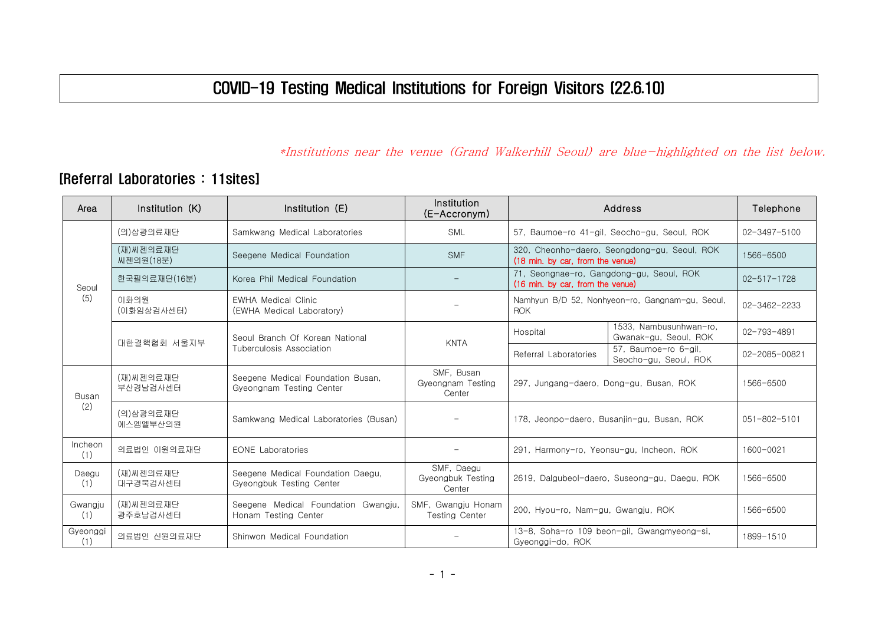# COVID-19 Testing Medical Institutions for Foreign Visitors (22.6.10)

*\*Institutions near the venue (Grand Walkerhill Seoul) are blue-highlighted on the list below.*

## [Referral Laboratories : 11sites]

| Area | Institution (K) | Institution (E) | Institution (E-Accronym) | Address | | Telephone |
|---|---|---|---|---|---|---|
| Seoul (5) | (의)삼광의료재단 | Samkwang Medical Laboratories | SML | 57, Baumoe-ro 41-gil, Seocho-gu, Seoul, ROK | | 02-3497-5100 |
| | (재)씨젠의료재단 씨젠의원(18분) | Seegene Medical Foundation | SMF | 320, Cheonho-daero, Seongdong-gu, Seoul, ROK (18 min. by car, from the venue) | | 1566-6500 |
| | 한국필의료재단(16분) | Korea Phil Medical Foundation | - | 71, Seongnae-ro, Gangdong-gu, Seoul, ROK (16 min. by car, from the venue) | | 02-517-1728 |
| | 이화의원 (이화임상검사센터) | EWHA Medical Clinic (EWHA Medical Laboratory) | - | Namhyun B/D 52, Nonhyeon-ro, Gangnam-gu, Seoul, ROK | | 02-3462-2233 |
| | 대한결핵협회 서울지부 | Seoul Branch Of Korean National Tuberculosis Association | KNTA | Hospital | 1533, Nambusunhwan-ro, Gwanak-gu, Seoul, ROK | 02-793-4891 |
| | | | | Referral Laboratories | 57, Baumoe-ro 6-gil, Seocho-gu, Seoul, ROK | 02-2085-00821 |
| Busan (2) | (재)씨젠의료재단 부산경남검사센터 | Seegene Medical Foundation Busan, Gyeongnam Testing Center | SMF, Busan Gyeongnam Testing Center | 297, Jungang-daero, Dong-gu, Busan, ROK | | 1566-6500 |
| | (의)삼광의료재단 에스엠엘부산의원 | Samkwang Medical Laboratories (Busan) | - | 178, Jeonpo-daero, Busanjin-gu, Busan, ROK | | 051-802-5101 |
| Incheon (1) | 의료법인 이원의료재단 | EONE Laboratories | - | 291, Harmony-ro, Yeonsu-gu, Incheon, ROK | | 1600-0021 |
| Daegu (1) | (재)씨젠의료재단 대구경북검사센터 | Seegene Medical Foundation Daegu, Gyeongbuk Testing Center | SMF, Daegu Gyeongbuk Testing Center | 2619, Dalgubeol-daero, Suseong-gu, Daegu, ROK | | 1566-6500 |
| Gwangju (1) | (재)씨젠의료재단 광주호남검사센터 | Seegene Medical Foundation Gwangju, Honam Testing Center | SMF, Gwangju Honam Testing Center | 200, Hyou-ro, Nam-gu, Gwangju, ROK | | 1566-6500 |
| Gyeonggi (1) | 의료법인 신원의료재단 | Shinwon Medical Foundation | - | 13-8, Soha-ro 109 beon-gil, Gwangmyeong-si, Gyeonggi-do, ROK | | 1899-1510 |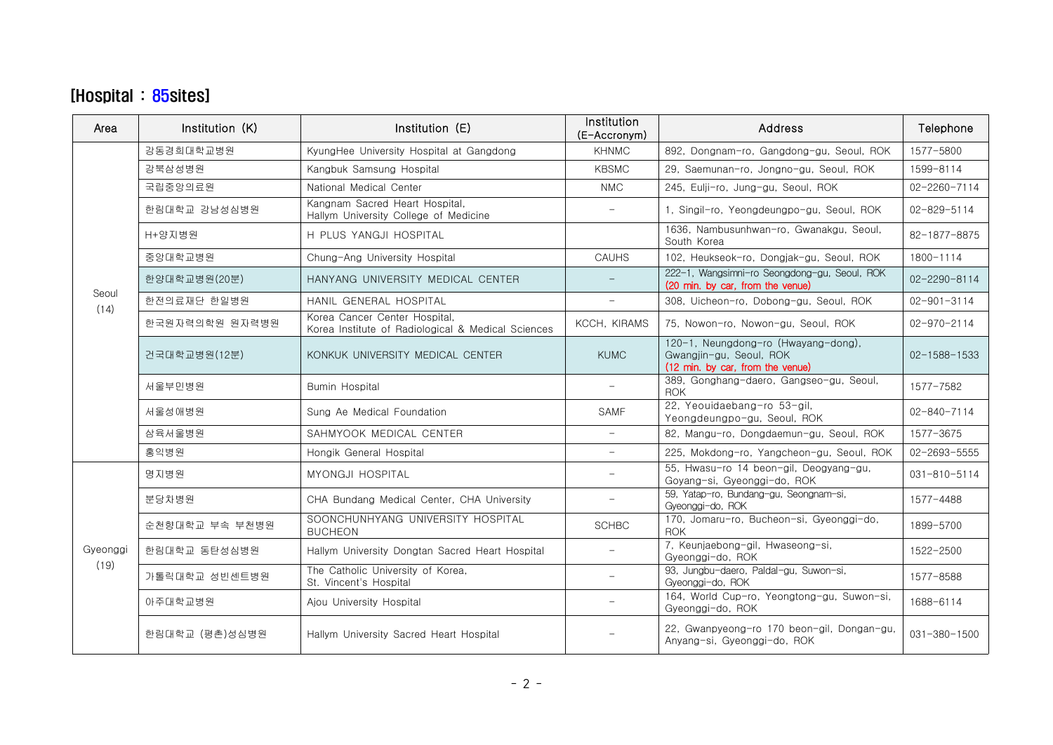## [Hospital : 85sites]

| Area | Institution (K) | Institution (E) | Institution (E-Accronym) | Address | Telephone |
|---|---|---|---|---|---|
| Seoul (14) | 강동경희대학교병원 | KyungHee University Hospital at Gangdong | KHNMC | 892, Dongnam-ro, Gangdong-gu, Seoul, ROK | 1577-5800 |
| | 강북삼성병원 | Kangbuk Samsung Hospital | KBSMC | 29, Saemunan-ro, Jongno-gu, Seoul, ROK | 1599-8114 |
| | 국립중앙의료원 | National Medical Center | NMC | 245, Eulji-ro, Jung-gu, Seoul, ROK | 02-2260-7114 |
| | 한림대학교 강남성심병원 | Kangnam Sacred Heart Hospital, Hallym University College of Medicine | - | 1, Singil-ro, Yeongdeungpo-gu, Seoul, ROK | 02-829-5114 |
| | H+양지병원 | H PLUS YANGJI HOSPITAL | | 1636, Nambusunhwan-ro, Gwanakgu, Seoul, South Korea | 82-1877-8875 |
| | 중앙대학교병원 | Chung-Ang University Hospital | CAUHS | 102, Heukseok-ro, Dongjak-gu, Seoul, ROK | 1800-1114 |
| | 한양대학교병원(20분) | HANYANG UNIVERSITY MEDICAL CENTER | - | 222-1, Wangsimni-ro Seongdong-gu, Seoul, ROK (20 min. by car, from the venue) | 02-2290-8114 |
| | 한전의료재단 한일병원 | HANIL GENERAL HOSPITAL | - | 308, Uicheon-ro, Dobong-gu, Seoul, ROK | 02-901-3114 |
| | 한국원자력의학원 원자력병원 | Korea Cancer Center Hospital, Korea Institute of Radiological & Medical Sciences | KCCH, KIRAMS | 75, Nowon-ro, Nowon-gu, Seoul, ROK | 02-970-2114 |
| | 건국대학교병원(12분) | KONKUK UNIVERSITY MEDICAL CENTER | KUMC | 120-1, Neungdong-ro (Hwayang-dong), Gwangjin-gu, Seoul, ROK (12 min. by car, from the venue) | 02-1588-1533 |
| | 서울부민병원 | Bumin Hospital | - | 389, Gonghang-daero, Gangseo-gu, Seoul, ROK | 1577-7582 |
| | 서울성애병원 | Sung Ae Medical Foundation | SAMF | 22, Yeouidaebang-ro 53-gil, Yeongdeungpo-gu, Seoul, ROK | 02-840-7114 |
| | 삼육서울병원 | SAHMYOOK MEDICAL CENTER | - | 82, Mangu-ro, Dongdaemun-gu, Seoul, ROK | 1577-3675 |
| | 홍익병원 | Hongik General Hospital | - | 225, Mokdong-ro, Yangcheon-gu, Seoul, ROK | 02-2693-5555 |
| Gyeonggi (19) | 명지병원 | MYONGJI HOSPITAL | - | 55, Hwasu-ro 14 beon-gil, Deogyang-gu, Goyang-si, Gyeonggi-do, ROK | 031-810-5114 |
| | 분당차병원 | CHA Bundang Medical Center, CHA University | - | 59, Yatap-ro, Bundang-gu, Seongnam-si, Gyeonggi-do, ROK | 1577-4488 |
| | 순천향대학교 부속 부천병원 | SOONCHUNHYANG UNIVERSITY HOSPITAL BUCHEON | SCHBC | 170, Jomaru-ro, Bucheon-si, Gyeonggi-do, ROK | 1899-5700 |
| | 한림대학교 동탄성심병원 | Hallym University Dongtan Sacred Heart Hospital | - | 7, Keunjaebong-gil, Hwaseong-si, Gyeonggi-do, ROK | 1522-2500 |
| | 가톨릭대학교 성빈센트병원 | The Catholic University of Korea, St. Vincent's Hospital | - | 93, Jungbu-daero, Paldal-gu, Suwon-si, Gyeonggi-do, ROK | 1577-8588 |
| | 아주대학교병원 | Ajou University Hospital | - | 164, World Cup-ro, Yeongtong-gu, Suwon-si, Gyeonggi-do, ROK | 1688-6114 |
| | 한림대학교 (평촌)성심병원 | Hallym University Sacred Heart Hospital | - | 22, Gwanpyeong-ro 170 beon-gil, Dongan-gu, Anyang-si, Gyeonggi-do, ROK | 031-380-1500 |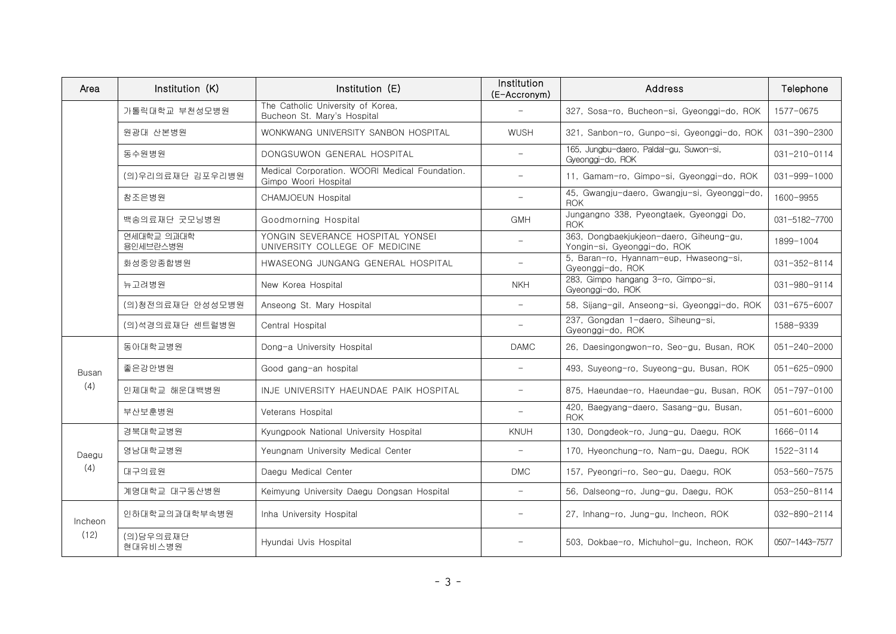| Area | Institution (K) | Institution (E) | Institution (E-Accronym) | Address | Telephone |
| --- | --- | --- | --- | --- | --- |
| | 가톨릭대학교 부천성모병원 | The Catholic University of Korea, Bucheon St. Mary's Hospital | - | 327, Sosa-ro, Bucheon-si, Gyeonggi-do, ROK | 1577-0675 |
| | 원광대 산본병원 | WONKWANG UNIVERSITY SANBON HOSPITAL | WUSH | 321, Sanbon-ro, Gunpo-si, Gyeonggi-do, ROK | 031-390-2300 |
| | 동수원병원 | DONGSUWON GENERAL HOSPITAL | - | 165, Jungbu-daero, Paldal-gu, Suwon-si, Gyeonggi-do, ROK | 031-210-0114 |
| | (의)우리의료재단 김포우리병원 | Medical Corporation. WOORI Medical Foundation. Gimpo Woori Hospital | - | 11, Gamam-ro, Gimpo-si, Gyeonggi-do, ROK | 031-999-1000 |
| | 참조은병원 | CHAMJOEUN Hospital | - | 45, Gwangju-daero, Gwangju-si, Gyeonggi-do, ROK | 1600-9955 |
| | 백송의료재단 굿모닝병원 | Goodmorning Hospital | GMH | Jungangno 338, Pyeongtaek, Gyeonggi Do, ROK | 031-5182-7700 |
| | 연세대학교 의과대학 용인세브란스병원 | YONGIN SEVERANCE HOSPITAL YONSEI UNIVERSITY COLLEGE OF MEDICINE | - | 363, Dongbaekjukjeon-daero, Giheung-gu, Yongin-si, Gyeonggi-do, ROK | 1899-1004 |
| | 화성중앙종합병원 | HWASEONG JUNGANG GENERAL HOSPITAL | - | 5, Baran-ro, Hyannam-eup, Hwaseong-si, Gyeonggi-do, ROK | 031-352-8114 |
| | 뉴고려병원 | New Korea Hospital | NKH | 283, Gimpo hangang 3-ro, Gimpo-si, Gyeonggi-do, ROK | 031-980-9114 |
| | (의)청전의료재단 안성성모병원 | Anseong St. Mary Hospital | - | 58, Sijang-gil, Anseong-si, Gyeonggi-do, ROK | 031-675-6007 |
| | (의)석경의료재단 센트럴병원 | Central Hospital | - | 237, Gongdan 1-daero, Siheung-si, Gyeonggi-do, ROK | 1588-9339 |
| Busan (4) | 동아대학교병원 | Dong-a University Hospital | DAMC | 26, Daesingongwon-ro, Seo-gu, Busan, ROK | 051-240-2000 |
| | 좋은강안병원 | Good gang-an hospital | - | 493, Suyeong-ro, Suyeong-gu, Busan, ROK | 051-625-0900 |
| | 인제대학교 해운대백병원 | INJE UNIVERSITY HAEUNDAE PAIK HOSPITAL | - | 875, Haeundae-ro, Haeundae-gu, Busan, ROK | 051-797-0100 |
| | 부산보훈병원 | Veterans Hospital | - | 420, Baegyang-daero, Sasang-gu, Busan, ROK | 051-601-6000 |
| Daegu (4) | 경북대학교병원 | Kyungpook National University Hospital | KNUH | 130, Dongdeok-ro, Jung-gu, Daegu, ROK | 1666-0114 |
| | 영남대학교병원 | Yeungnam University Medical Center | - | 170, Hyeonchung-ro, Nam-gu, Daegu, ROK | 1522-3114 |
| | 대구의료원 | Daegu Medical Center | DMC | 157, Pyeongri-ro, Seo-gu, Daegu, ROK | 053-560-7575 |
| | 계명대학교 대구동산병원 | Keimyung University Daegu Dongsan Hospital | - | 56, Dalseong-ro, Jung-gu, Daegu, ROK | 053-250-8114 |
| Incheon (12) | 인하대학교의과대학부속병원 | Inha University Hospital | - | 27, Inhang-ro, Jung-gu, Incheon, ROK | 032-890-2114 |
| | (의)당우의료재단 현대유비스병원 | Hyundai Uvis Hospital | - | 503, Dokbae-ro, Michuhol-gu, Incheon, ROK | 0507-1443-7577 |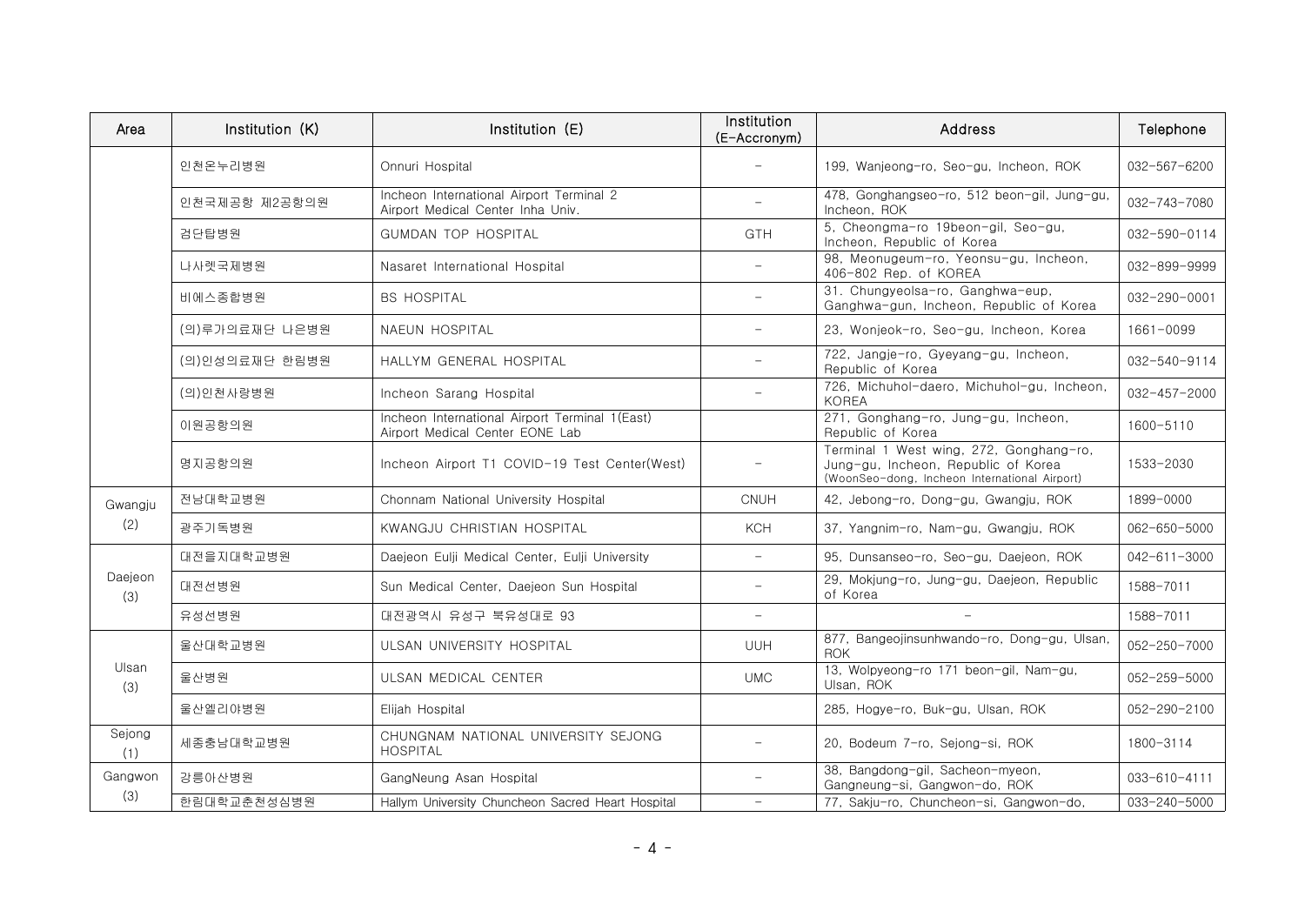| Area | Institution (K) | Institution (E) | Institution (E-Accronym) | Address | Telephone |
|---|---|---|---|---|---|
| | 인천온누리병원 | Onnuri Hospital | - | 199, Wanjeong-ro, Seo-gu, Incheon, ROK | 032-567-6200 |
| | 인천국제공항 제2공항의원 | Incheon International Airport Terminal 2 Airport Medical Center Inha Univ. | - | 478, Gonghangseo-ro, 512 beon-gil, Jung-gu, Incheon, ROK | 032-743-7080 |
| | 검단탑병원 | GUMDAN TOP HOSPITAL | GTH | 5, Cheongma-ro 19beon-gil, Seo-gu, Incheon, Republic of Korea | 032-590-0114 |
| | 나사렛국제병원 | Nasaret International Hospital | - | 98, Meonugeum-ro, Yeonsu-gu, Incheon, 406-802 Rep. of KOREA | 032-899-9999 |
| | 비에스종합병원 | BS HOSPITAL | - | 31. Chungyeolsa-ro, Ganghwa-eup, Ganghwa-gun, Incheon, Republic of Korea | 032-290-0001 |
| | (의)루가의료재단 나은병원 | NAEUN HOSPITAL | - | 23, Wonjeok-ro, Seo-gu, Incheon, Korea | 1661-0099 |
| | (의)인성의료재단 한림병원 | HALLYM GENERAL HOSPITAL | - | 722, Jangje-ro, Gyeyang-gu, Incheon, Republic of Korea | 032-540-9114 |
| | (의)인천사랑병원 | Incheon Sarang Hospital | - | 726, Michuhol-daero, Michuhol-gu, Incheon, KOREA | 032-457-2000 |
| | 이원공항의원 | Incheon International Airport Terminal 1(East) Airport Medical Center EONE Lab | - | 271, Gonghang-ro, Jung-gu, Incheon, Republic of Korea | 1600-5110 |
| | 명지공항의원 | Incheon Airport T1 COVID-19 Test Center(West) | - | Terminal 1 West wing, 272, Gonghang-ro, Jung-gu, Incheon, Republic of Korea (WoonSeo-dong, Incheon International Airport) | 1533-2030 |
| Gwangju (2) | 전남대학교병원 | Chonnam National University Hospital | CNUH | 42, Jebong-ro, Dong-gu, Gwangju, ROK | 1899-0000 |
| | 광주기독병원 | KWANGJU CHRISTIAN HOSPITAL | KCH | 37, Yangnim-ro, Nam-gu, Gwangju, ROK | 062-650-5000 |
| Daejeon (3) | 대전을지대학교병원 | Daejeon Eulji Medical Center, Eulji University | - | 95, Dunsanseo-ro, Seo-gu, Daejeon, ROK | 042-611-3000 |
| | 대전선병원 | Sun Medical Center, Daejeon Sun Hospital | - | 29, Mokjung-ro, Jung-gu, Daejeon, Republic of Korea | 1588-7011 |
| | 유성선병원 | 대전광역시 유성구 북유성대로 93 | - | - | 1588-7011 |
| Ulsan (3) | 울산대학교병원 | ULSAN UNIVERSITY HOSPITAL | UUH | 877, Bangeojinsunhwando-ro, Dong-gu, Ulsan, ROK | 052-250-7000 |
| | 울산병원 | ULSAN MEDICAL CENTER | UMC | 13, Wolpyeong-ro 171 beon-gil, Nam-gu, Ulsan, ROK | 052-259-5000 |
| | 울산엘리야병원 | Elijah Hospital | | 285, Hogye-ro, Buk-gu, Ulsan, ROK | 052-290-2100 |
| Sejong (1) | 세종충남대학교병원 | CHUNGNAM NATIONAL UNIVERSITY SEJONG HOSPITAL | - | 20, Bodeum 7-ro, Sejong-si, ROK | 1800-3114 |
| Gangwon (3) | 강릉아산병원 | GangNeung Asan Hospital | - | 38, Bangdong-gil, Sacheon-myeon, Gangneung-si, Gangwon-do, ROK | 033-610-4111 |
| | 한림대학교춘천성심병원 | Hallym University Chuncheon Sacred Heart Hospital | - | 77, Sakju-ro, Chuncheon-si, Gangwon-do, | 033-240-5000 |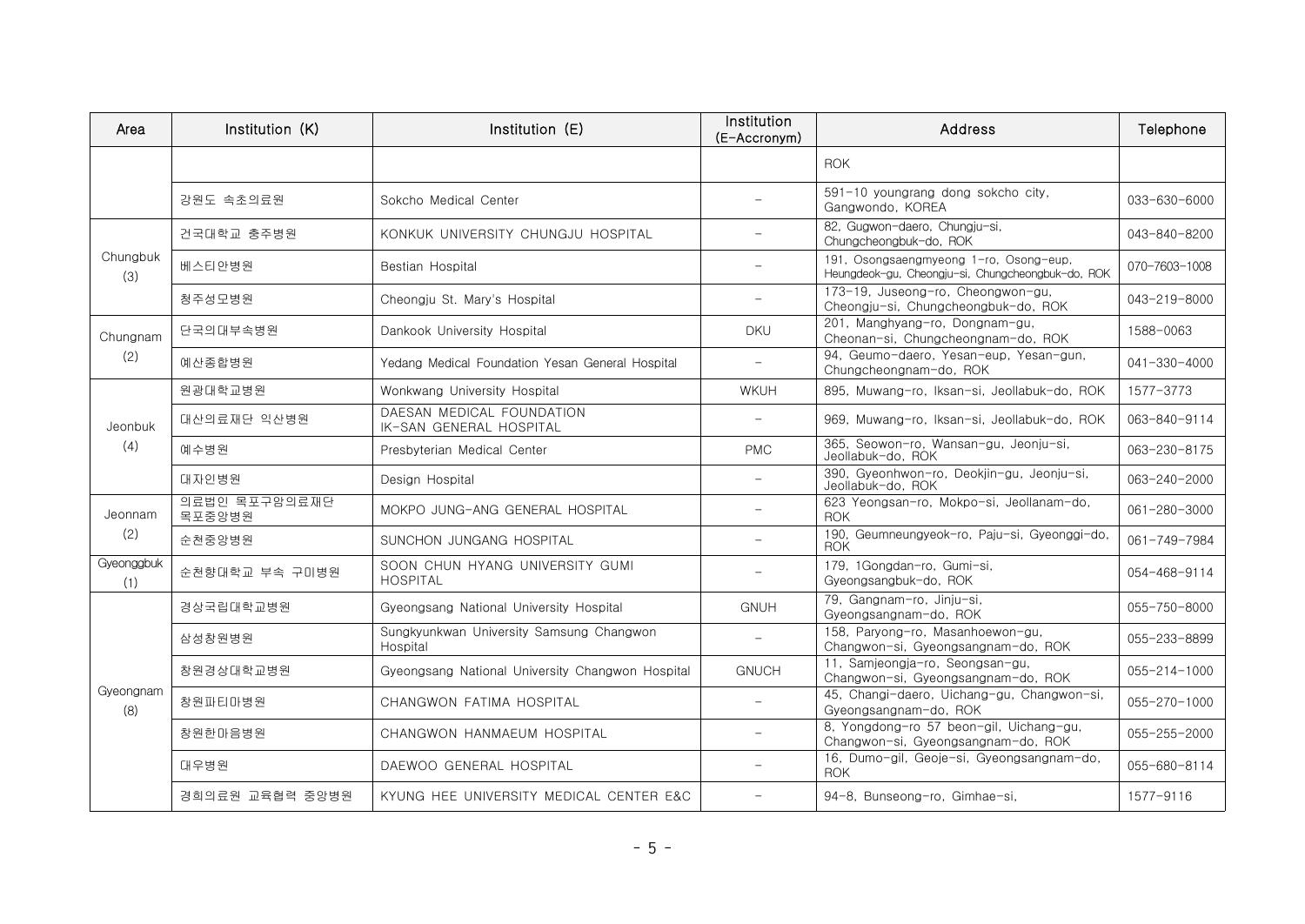| Area | Institution (K) | Institution (E) | Institution (E-Accronym) | Address | Telephone |
|---|---|---|---|---|---|
| | | | | ROK | |
| | 강원도 속초의료원 | Sokcho Medical Center | - | 591-10 youngrang dong sokcho city, Gangwondo, KOREA | 033-630-6000 |
| Chungbuk (3) | 건국대학교 충주병원 | KONKUK UNIVERSITY CHUNGJU HOSPITAL | - | 82, Gugwon-daero, Chungju-si, Chungcheongbuk-do, ROK | 043-840-8200 |
| | 베스티안병원 | Bestian Hospital | - | 191, Osongsaengmyeong 1-ro, Osong-eup, Heungdeok-gu, Cheongju-si, Chungcheongbuk-do, ROK | 070-7603-1008 |
| | 청주성모병원 | Cheongju St. Mary's Hospital | - | 173-19, Juseong-ro, Cheongwon-gu, Cheongju-si, Chungcheongbuk-do, ROK | 043-219-8000 |
| Chungnam (2) | 단국의대부속병원 | Dankook University Hospital | DKU | 201, Manghyang-ro, Dongnam-gu, Cheonan-si, Chungcheongnam-do, ROK | 1588-0063 |
| | 예산종합병원 | Yedang Medical Foundation Yesan General Hospital | - | 94, Geumo-daero, Yesan-eup, Yesan-gun, Chungcheongnam-do, ROK | 041-330-4000 |
| Jeonbuk (4) | 원광대학교병원 | Wonkwang University Hospital | WKUH | 895, Muwang-ro, Iksan-si, Jeollabuk-do, ROK | 1577-3773 |
| | 대산의료재단 익산병원 | DAESAN MEDICAL FOUNDATION IK-SAN GENERAL HOSPITAL | - | 969, Muwang-ro, Iksan-si, Jeollabuk-do, ROK | 063-840-9114 |
| | 예수병원 | Presbyterian Medical Center | PMC | 365, Seowon-ro, Wansan-gu, Jeonju-si, Jeollabuk-do, ROK | 063-230-8175 |
| | 대자인병원 | Design Hospital | - | 390, Gyeonhwon-ro, Deokjin-gu, Jeonju-si, Jeollabuk-do, ROK | 063-240-2000 |
| Jeonnam (2) | 의료법인 목포구암의료재단 목포중앙병원 | MOKPO JUNG-ANG GENERAL HOSPITAL | - | 623 Yeongsan-ro, Mokpo-si, Jeollanam-do, ROK | 061-280-3000 |
| | 순천중앙병원 | SUNCHON JUNGANG HOSPITAL | - | 190, Geumneungyeok-ro, Paju-si, Gyeonggi-do, ROK | 061-749-7984 |
| Gyeonggbuk (1) | 순천향대학교 부속 구미병원 | SOON CHUN HYANG UNIVERSITY GUMI HOSPITAL | - | 179, 1Gongdan-ro, Gumi-si, Gyeongsangbuk-do, ROK | 054-468-9114 |
| Gyeongnam (8) | 경상국립대학교병원 | Gyeongsang National University Hospital | GNUH | 79, Gangnam-ro, Jinju-si, Gyeongsangnam-do, ROK | 055-750-8000 |
| | 삼성창원병원 | Sungkyunkwan University Samsung Changwon Hospital | - | 158, Paryong-ro, Masanhoewon-gu, Changwon-si, Gyeongsangnam-do, ROK | 055-233-8899 |
| | 창원경상대학교병원 | Gyeongsang National University Changwon Hospital | GNUCH | 11, Samjeongja-ro, Seongsan-gu, Changwon-si, Gyeongsangnam-do, ROK | 055-214-1000 |
| | 창원파티마병원 | CHANGWON FATIMA HOSPITAL | - | 45, Changi-daero, Uichang-gu, Changwon-si, Gyeongsangnam-do, ROK | 055-270-1000 |
| | 창원한마음병원 | CHANGWON HANMAEUM HOSPITAL | - | 8, Yongdong-ro 57 beon-gil, Uichang-gu, Changwon-si, Gyeongsangnam-do, ROK | 055-255-2000 |
| | 대우병원 | DAEWOO GENERAL HOSPITAL | - | 16, Dumo-gil, Geoje-si, Gyeongsangnam-do, ROK | 055-680-8114 |
| | 경희의료원 교육협력 중앙병원 | KYUNG HEE UNIVERSITY MEDICAL CENTER E&C | - | 94-8, Bunseong-ro, Gimhae-si, | 1577-9116 |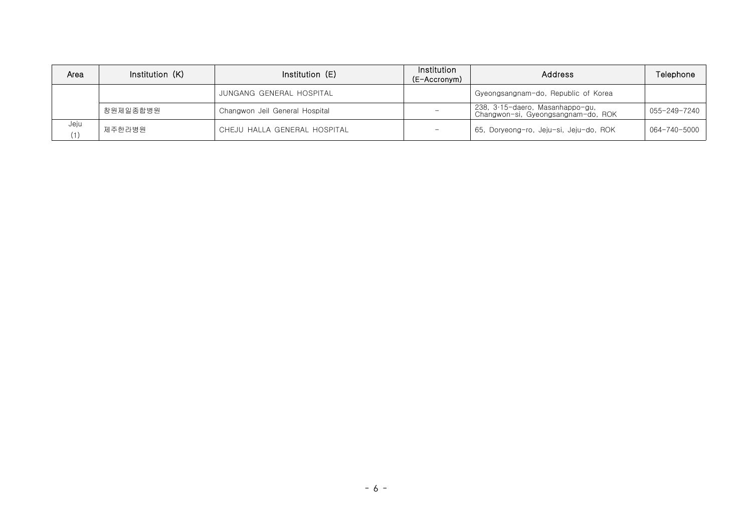| Area | Institution (K) | Institution (E) | Institution (E-Accronym) | Address | Telephone |
|---|---|---|---|---|---|
| | | JUNGANG GENERAL HOSPITAL | | Gyeongsangnam-do, Republic of Korea | |
| | 창원제일종합병원 | Changwon Jeil General Hospital | - | 238, 3·15-daero, Masanhappo-gu, Changwon-si, Gyeongsangnam-do, ROK | 055-249-7240 |
| Jeju (1) | 제주한라병원 | CHEJU HALLA GENERAL HOSPITAL | - | 65, Doryeong-ro, Jeju-si, Jeju-do, ROK | 064-740-5000 |